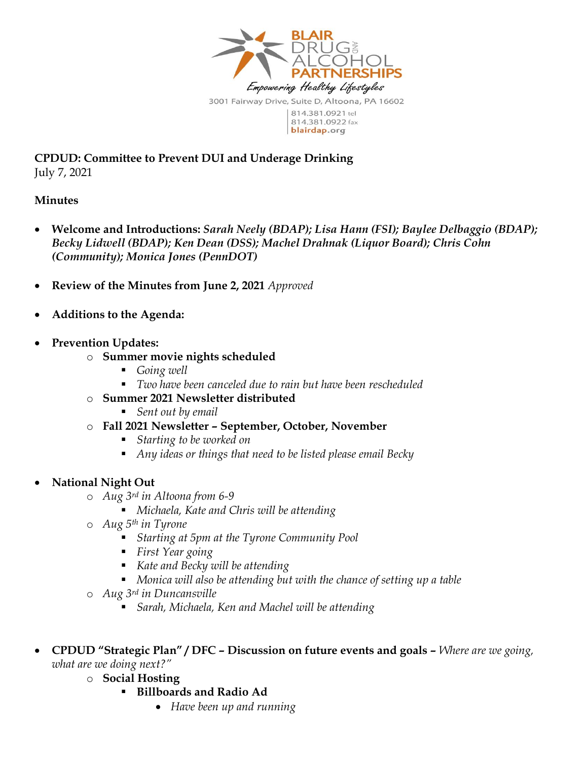BLAIR DRUG AND ALCOHOL PARTNERSHIPS

*Empowering Healthy Lifestyles*

3001 Fairway Drive, Suite D, Altoona, PA 16602

814.381.0921 tel
814.381.0922 fax
blairdap.org

**CPDUD: Committee to Prevent DUI and Underage Drinking**
July 7, 2021

**Minutes**

- **Welcome and Introductions:** ***Sarah Neely (BDAP); Lisa Hann (FSI); Baylee Delbaggio (BDAP); Becky Lidwell (BDAP); Ken Dean (DSS); Machel Drahnak (Liquor Board); Chris Cohn (Community); Monica Jones (PennDOT)***

- **Review of the Minutes from June 2, 2021** *Approved*

- **Additions to the Agenda:**

- **Prevention Updates:**
  - **Summer movie nights scheduled**
    - *Going well*
    - *Two have been canceled due to rain but have been rescheduled*
  - **Summer 2021 Newsletter distributed**
    - *Sent out by email*
  - **Fall 2021 Newsletter – September, October, November**
    - *Starting to be worked on*
    - *Any ideas or things that need to be listed please email Becky*

- **National Night Out**
  - *Aug 3rd in Altoona from 6-9*
    - *Michaela, Kate and Chris will be attending*
  - *Aug 5th in Tyrone*
    - *Starting at 5pm at the Tyrone Community Pool*
    - *First Year going*
    - *Kate and Becky will be attending*
    - *Monica will also be attending but with the chance of setting up a table*
  - *Aug 3rd in Duncansville*
    - *Sarah, Michaela, Ken and Machel will be attending*

- **CPDUD "Strategic Plan" / DFC – Discussion on future events and goals –** *Where are we going, what are we doing next?"*
  - **Social Hosting**
    - **Billboards and Radio Ad**
      - *Have been up and running*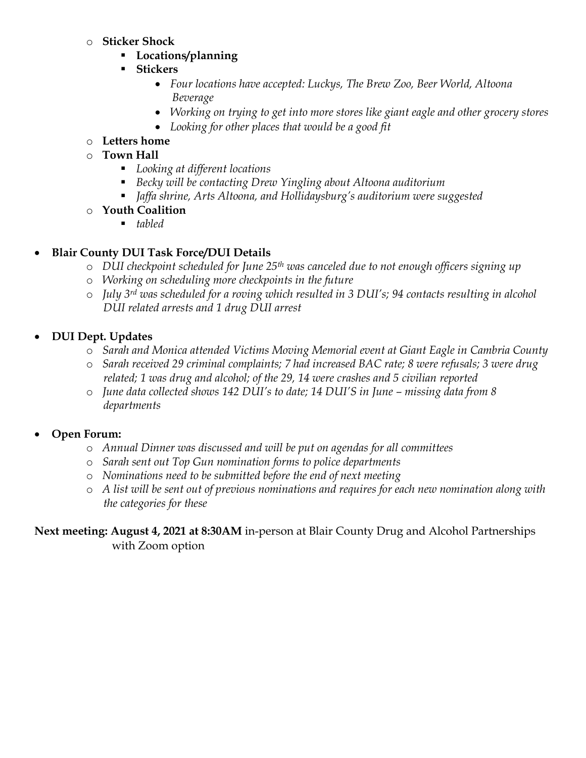- **Sticker Shock**
  - **Locations/planning**
  - **Stickers**
    - *Four locations have accepted: Luckys, The Brew Zoo, Beer World, Altoona Beverage*
    - *Working on trying to get into more stores like giant eagle and other grocery stores*
    - *Looking for other places that would be a good fit*
- **Letters home**
- **Town Hall**
  - *Looking at different locations*
  - *Becky will be contacting Drew Yingling about Altoona auditorium*
  - *Jaffa shrine, Arts Altoona, and Hollidaysburg's auditorium were suggested*
- **Youth Coalition**
  - *tabled*

- **Blair County DUI Task Force/DUI Details**
  - *DUI checkpoint scheduled for June 25th was canceled due to not enough officers signing up*
  - *Working on scheduling more checkpoints in the future*
  - *July 3rd was scheduled for a roving which resulted in 3 DUI's; 94 contacts resulting in alcohol DUI related arrests and 1 drug DUI arrest*

- **DUI Dept. Updates**
  - *Sarah and Monica attended Victims Moving Memorial event at Giant Eagle in Cambria County*
  - *Sarah received 29 criminal complaints; 7 had increased BAC rate; 8 were refusals; 3 were drug related; 1 was drug and alcohol; of the 29, 14 were crashes and 5 civilian reported*
  - *June data collected shows 142 DUI's to date; 14 DUI'S in June – missing data from 8 departments*

- **Open Forum:**
  - *Annual Dinner was discussed and will be put on agendas for all committees*
  - *Sarah sent out Top Gun nomination forms to police departments*
  - *Nominations need to be submitted before the end of next meeting*
  - *A list will be sent out of previous nominations and requires for each new nomination along with the categories for these*

**Next meeting: August 4, 2021 at 8:30AM** in-person at Blair County Drug and Alcohol Partnerships with Zoom option